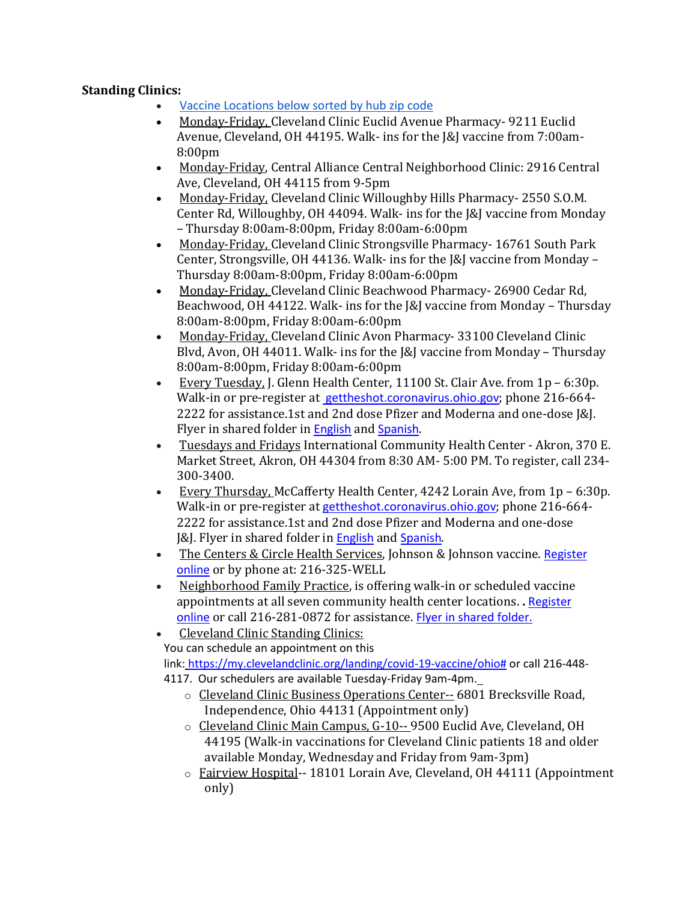**Standing Clinics:**

- Vaccine Locations below sorted by hub zip code
- Monday-Friday, Cleveland Clinic Euclid Avenue Pharmacy- 9211 Euclid Avenue, Cleveland, OH 44195. Walk- ins for the J&J vaccine from 7:00am-8:00pm
- Monday-Friday, Central Alliance Central Neighborhood Clinic: 2916 Central Ave, Cleveland, OH 44115 from 9-5pm
- Monday-Friday, Cleveland Clinic Willoughby Hills Pharmacy- 2550 S.O.M. Center Rd, Willoughby, OH 44094. Walk- ins for the J&J vaccine from Monday – Thursday 8:00am-8:00pm, Friday 8:00am-6:00pm
- Monday-Friday, Cleveland Clinic Strongsville Pharmacy- 16761 South Park Center, Strongsville, OH 44136. Walk- ins for the J&J vaccine from Monday – Thursday 8:00am-8:00pm, Friday 8:00am-6:00pm
- Monday-Friday, Cleveland Clinic Beachwood Pharmacy- 26900 Cedar Rd, Beachwood, OH 44122. Walk- ins for the J&J vaccine from Monday – Thursday 8:00am-8:00pm, Friday 8:00am-6:00pm
- Monday-Friday, Cleveland Clinic Avon Pharmacy- 33100 Cleveland Clinic Blvd, Avon, OH 44011. Walk- ins for the J&J vaccine from Monday – Thursday 8:00am-8:00pm, Friday 8:00am-6:00pm
- Every Tuesday, J. Glenn Health Center, 11100 St. Clair Ave. from 1p – 6:30p. Walk-in or pre-register at gettheshot.coronavirus.ohio.gov; phone 216-664-2222 for assistance.1st and 2nd dose Pfizer and Moderna and one-dose J&J. Flyer in shared folder in English and Spanish.
- Tuesdays and Fridays International Community Health Center - Akron, 370 E. Market Street, Akron, OH 44304 from 8:30 AM- 5:00 PM. To register, call 234-300-3400.
- Every Thursday, McCafferty Health Center, 4242 Lorain Ave, from 1p – 6:30p. Walk-in or pre-register at gettheshot.coronavirus.ohio.gov; phone 216-664-2222 for assistance.1st and 2nd dose Pfizer and Moderna and one-dose J&J. Flyer in shared folder in English and Spanish.
- The Centers & Circle Health Services, Johnson & Johnson vaccine. Register online or by phone at: 216-325-WELL
- Neighborhood Family Practice, is offering walk-in or scheduled vaccine appointments at all seven community health center locations. **.** Register online or call 216-281-0872 for assistance. Flyer in shared folder.
- Cleveland Clinic Standing Clinics:

  You can schedule an appointment on this link: https://my.clevelandclinic.org/landing/covid-19-vaccine/ohio# or call 216-448-4117. Our schedulers are available Tuesday-Friday 9am-4pm.

  - Cleveland Clinic Business Operations Center-- 6801 Brecksville Road, Independence, Ohio 44131 (Appointment only)
  - Cleveland Clinic Main Campus, G-10-- 9500 Euclid Ave, Cleveland, OH 44195 (Walk-in vaccinations for Cleveland Clinic patients 18 and older available Monday, Wednesday and Friday from 9am-3pm)
  - Fairview Hospital-- 18101 Lorain Ave, Cleveland, OH 44111 (Appointment only)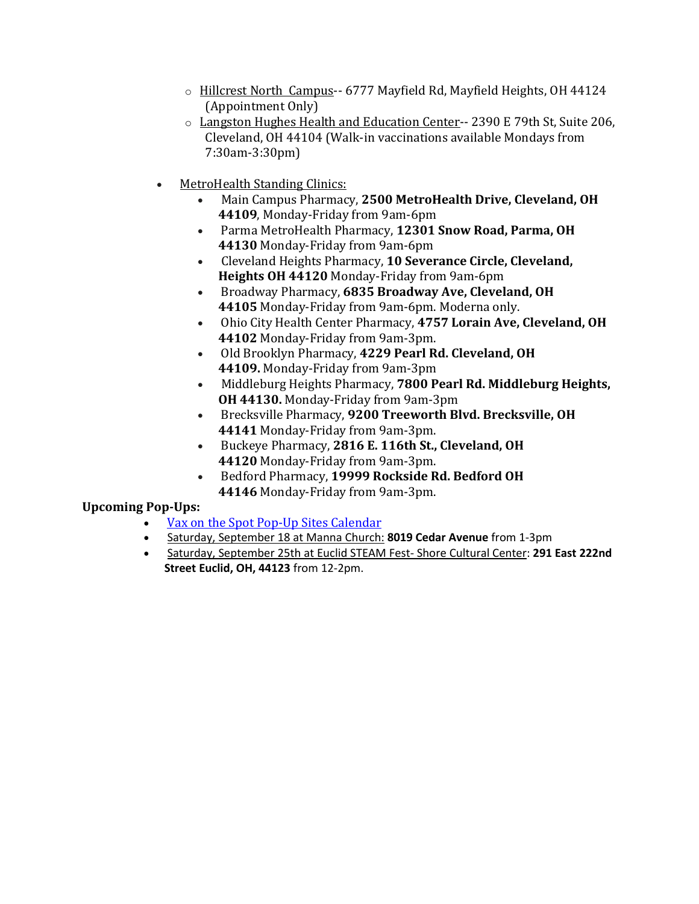- Hillcrest North Campus-- 6777 Mayfield Rd, Mayfield Heights, OH 44124 (Appointment Only)
    - Langston Hughes Health and Education Center-- 2390 E 79th St, Suite 206, Cleveland, OH 44104 (Walk-in vaccinations available Mondays from 7:30am-3:30pm)

- MetroHealth Standing Clinics:
    - Main Campus Pharmacy, **2500 MetroHealth Drive, Cleveland, OH 44109**, Monday-Friday from 9am-6pm
    - Parma MetroHealth Pharmacy, **12301 Snow Road, Parma, OH 44130** Monday-Friday from 9am-6pm
    - Cleveland Heights Pharmacy, **10 Severance Circle, Cleveland, Heights OH 44120** Monday-Friday from 9am-6pm
    - Broadway Pharmacy, **6835 Broadway Ave, Cleveland, OH 44105** Monday-Friday from 9am-6pm. Moderna only.
    - Ohio City Health Center Pharmacy, **4757 Lorain Ave, Cleveland, OH 44102** Monday-Friday from 9am-3pm.
    - Old Brooklyn Pharmacy, **4229 Pearl Rd. Cleveland, OH 44109.** Monday-Friday from 9am-3pm
    - Middleburg Heights Pharmacy, **7800 Pearl Rd. Middleburg Heights, OH 44130.** Monday-Friday from 9am-3pm
    - Brecksville Pharmacy, **9200 Treeworth Blvd. Brecksville, OH 44141** Monday-Friday from 9am-3pm.
    - Buckeye Pharmacy, **2816 E. 116th St., Cleveland, OH 44120** Monday-Friday from 9am-3pm.
    - Bedford Pharmacy, **19999 Rockside Rd. Bedford OH 44146** Monday-Friday from 9am-3pm.

**Upcoming Pop-Ups:**

- Vax on the Spot Pop-Up Sites Calendar
- Saturday, September 18 at Manna Church: **8019 Cedar Avenue** from 1-3pm
- Saturday, September 25th at Euclid STEAM Fest- Shore Cultural Center: **291 East 222nd Street Euclid, OH, 44123** from 12-2pm.